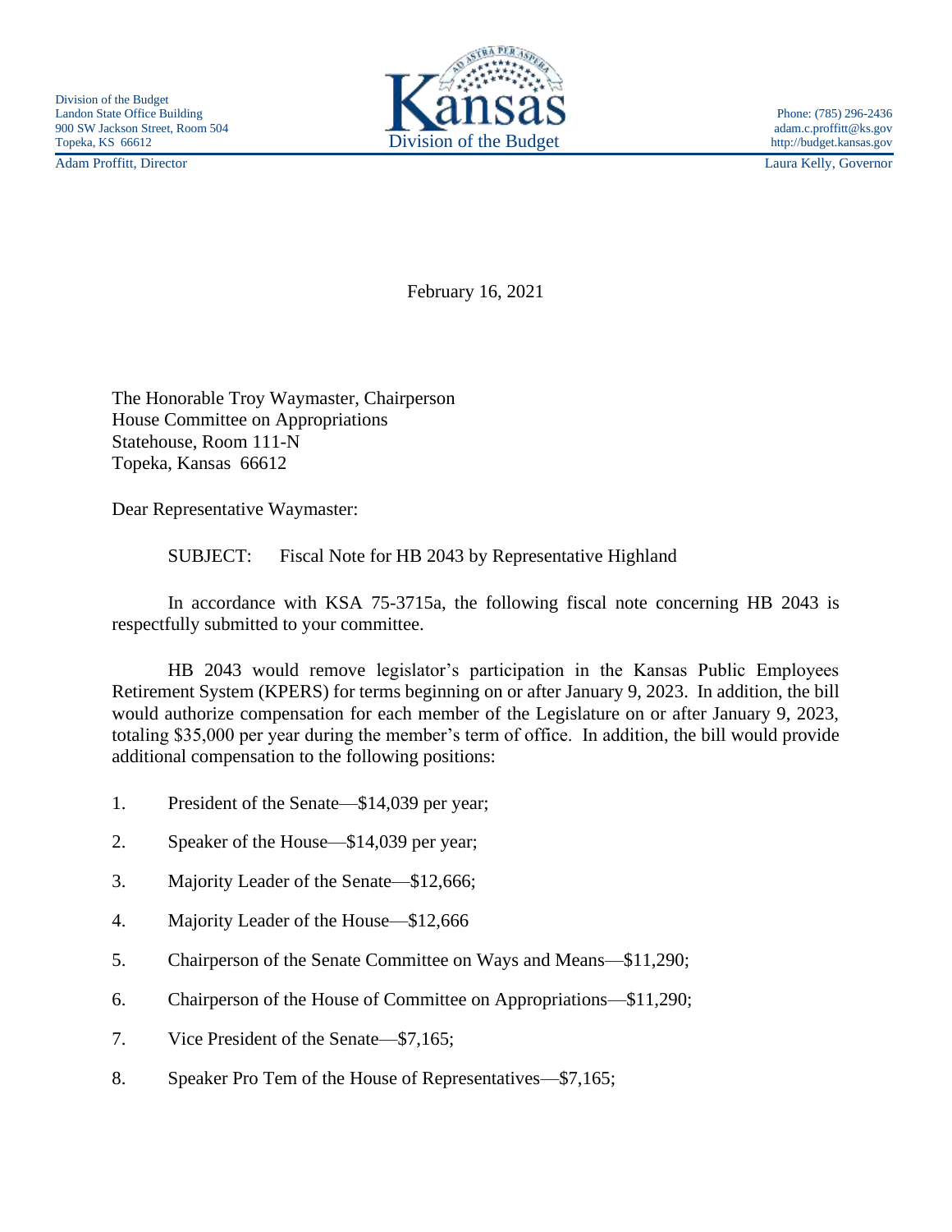Division of the Budget
Landon State Office Building
900 SW Jackson Street, Room 504
Topeka, KS 66612
Adam Proffitt, Director

Kansas
Division of the Budget

Phone: (785) 296-2436
adam.c.proffitt@ks.gov
http://budget.kansas.gov
Laura Kelly, Governor

February 16, 2021

The Honorable Troy Waymaster, Chairperson
House Committee on Appropriations
Statehouse, Room 111-N
Topeka, Kansas 66612

Dear Representative Waymaster:

SUBJECT: Fiscal Note for HB 2043 by Representative Highland

In accordance with KSA 75-3715a, the following fiscal note concerning HB 2043 is respectfully submitted to your committee.

HB 2043 would remove legislator's participation in the Kansas Public Employees Retirement System (KPERS) for terms beginning on or after January 9, 2023. In addition, the bill would authorize compensation for each member of the Legislature on or after January 9, 2023, totaling $35,000 per year during the member's term of office. In addition, the bill would provide additional compensation to the following positions:

1. President of the Senate—$14,039 per year;
2. Speaker of the House—$14,039 per year;
3. Majority Leader of the Senate—$12,666;
4. Majority Leader of the House—$12,666
5. Chairperson of the Senate Committee on Ways and Means—$11,290;
6. Chairperson of the House of Committee on Appropriations—$11,290;
7. Vice President of the Senate—$7,165;
8. Speaker Pro Tem of the House of Representatives—$7,165;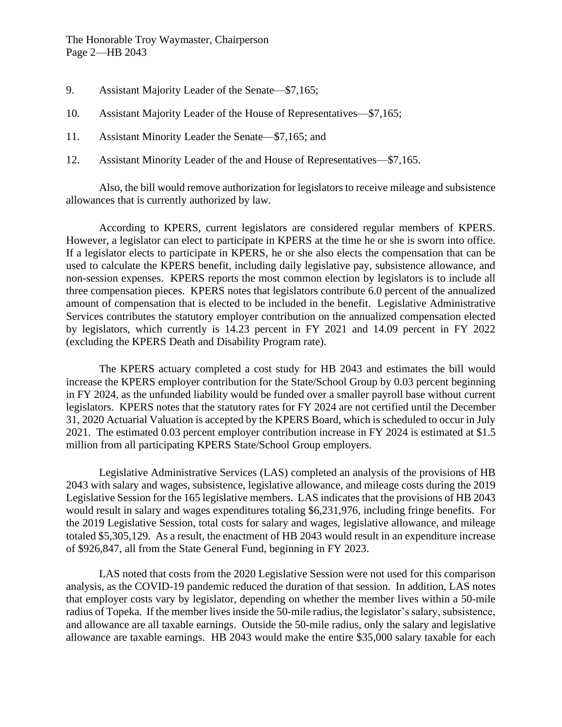9. Assistant Majority Leader of the Senate—$7,165;

10. Assistant Majority Leader of the House of Representatives—$7,165;

11. Assistant Minority Leader the Senate—$7,165; and

12. Assistant Minority Leader of the and House of Representatives—$7,165.

Also, the bill would remove authorization for legislators to receive mileage and subsistence allowances that is currently authorized by law.

According to KPERS, current legislators are considered regular members of KPERS. However, a legislator can elect to participate in KPERS at the time he or she is sworn into office. If a legislator elects to participate in KPERS, he or she also elects the compensation that can be used to calculate the KPERS benefit, including daily legislative pay, subsistence allowance, and non-session expenses. KPERS reports the most common election by legislators is to include all three compensation pieces. KPERS notes that legislators contribute 6.0 percent of the annualized amount of compensation that is elected to be included in the benefit. Legislative Administrative Services contributes the statutory employer contribution on the annualized compensation elected by legislators, which currently is 14.23 percent in FY 2021 and 14.09 percent in FY 2022 (excluding the KPERS Death and Disability Program rate).

The KPERS actuary completed a cost study for HB 2043 and estimates the bill would increase the KPERS employer contribution for the State/School Group by 0.03 percent beginning in FY 2024, as the unfunded liability would be funded over a smaller payroll base without current legislators. KPERS notes that the statutory rates for FY 2024 are not certified until the December 31, 2020 Actuarial Valuation is accepted by the KPERS Board, which is scheduled to occur in July 2021. The estimated 0.03 percent employer contribution increase in FY 2024 is estimated at $1.5 million from all participating KPERS State/School Group employers.

Legislative Administrative Services (LAS) completed an analysis of the provisions of HB 2043 with salary and wages, subsistence, legislative allowance, and mileage costs during the 2019 Legislative Session for the 165 legislative members. LAS indicates that the provisions of HB 2043 would result in salary and wages expenditures totaling $6,231,976, including fringe benefits. For the 2019 Legislative Session, total costs for salary and wages, legislative allowance, and mileage totaled $5,305,129. As a result, the enactment of HB 2043 would result in an expenditure increase of $926,847, all from the State General Fund, beginning in FY 2023.

LAS noted that costs from the 2020 Legislative Session were not used for this comparison analysis, as the COVID-19 pandemic reduced the duration of that session. In addition, LAS notes that employer costs vary by legislator, depending on whether the member lives within a 50-mile radius of Topeka. If the member lives inside the 50-mile radius, the legislator's salary, subsistence, and allowance are all taxable earnings. Outside the 50-mile radius, only the salary and legislative allowance are taxable earnings. HB 2043 would make the entire $35,000 salary taxable for each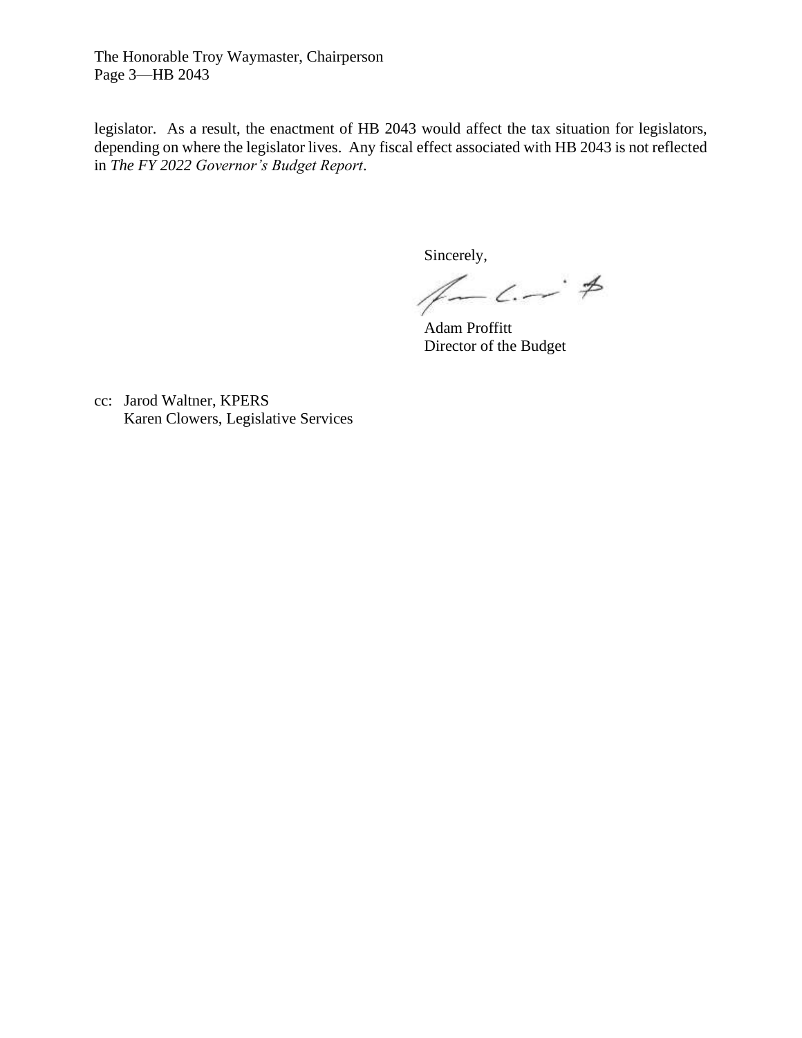legislator. As a result, the enactment of HB 2043 would affect the tax situation for legislators, depending on where the legislator lives. Any fiscal effect associated with HB 2043 is not reflected in *The FY 2022 Governor's Budget Report*.

Sincerely,

Adam Proffitt
Director of the Budget

cc: Jarod Waltner, KPERS
Karen Clowers, Legislative Services